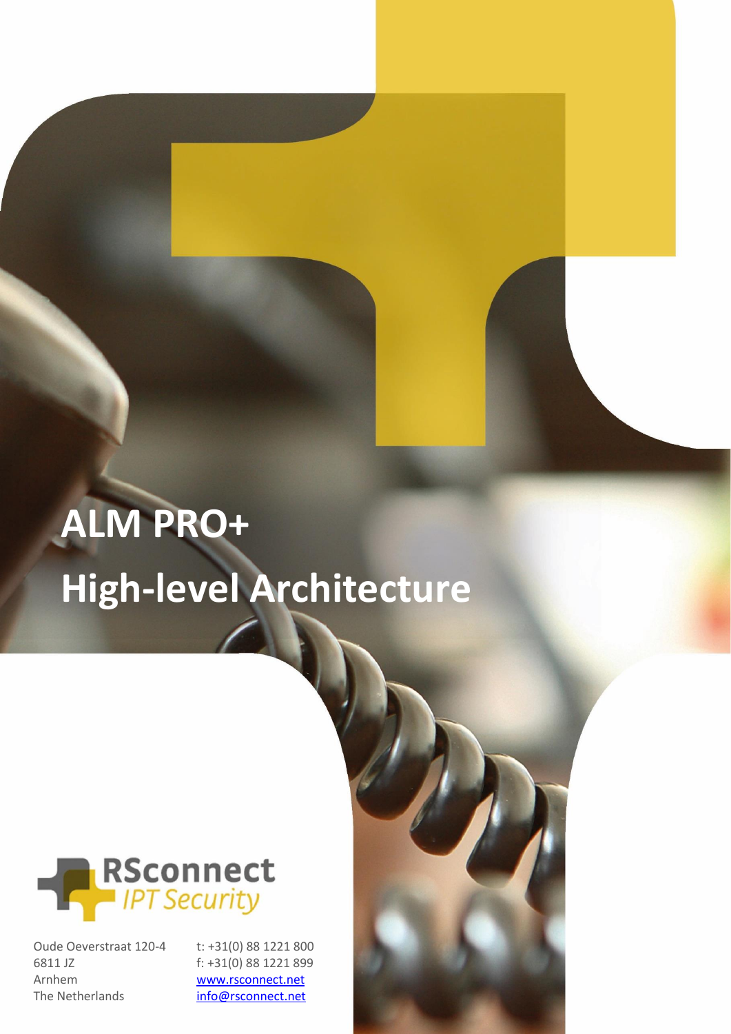# ALM PRO+
# High-level Architecture

RSconnect
*IPT Security*

Oude Oeverstraat 120-4
6811 JZ
Arnhem
The Netherlands

t: +31(0) 88 1221 800
f: +31(0) 88 1221 899
www.rsconnect.net
info@rsconnect.net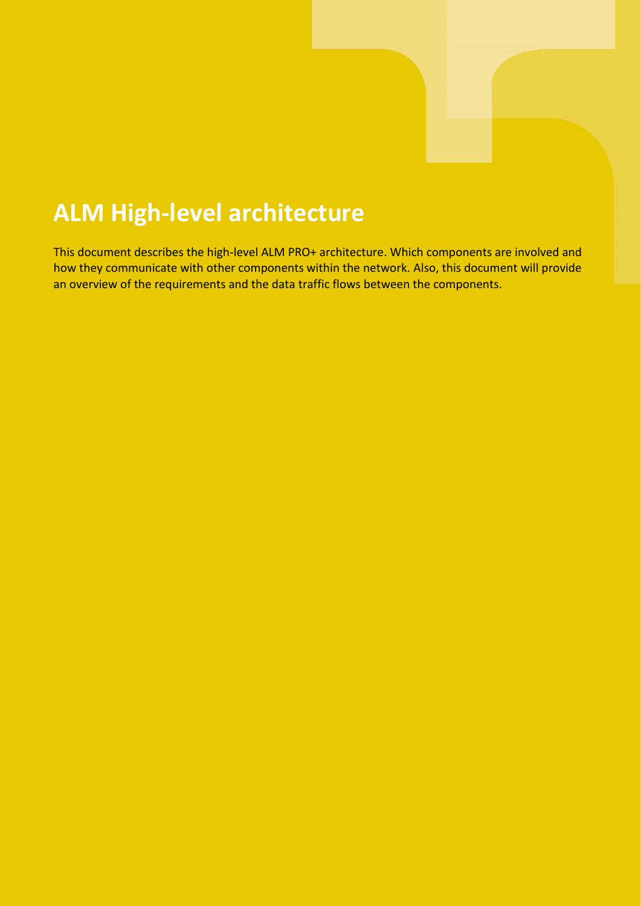# ALM High-level architecture

This document describes the high-level ALM PRO+ architecture. Which components are involved and how they communicate with other components within the network. Also, this document will provide an overview of the requirements and the data traffic flows between the components.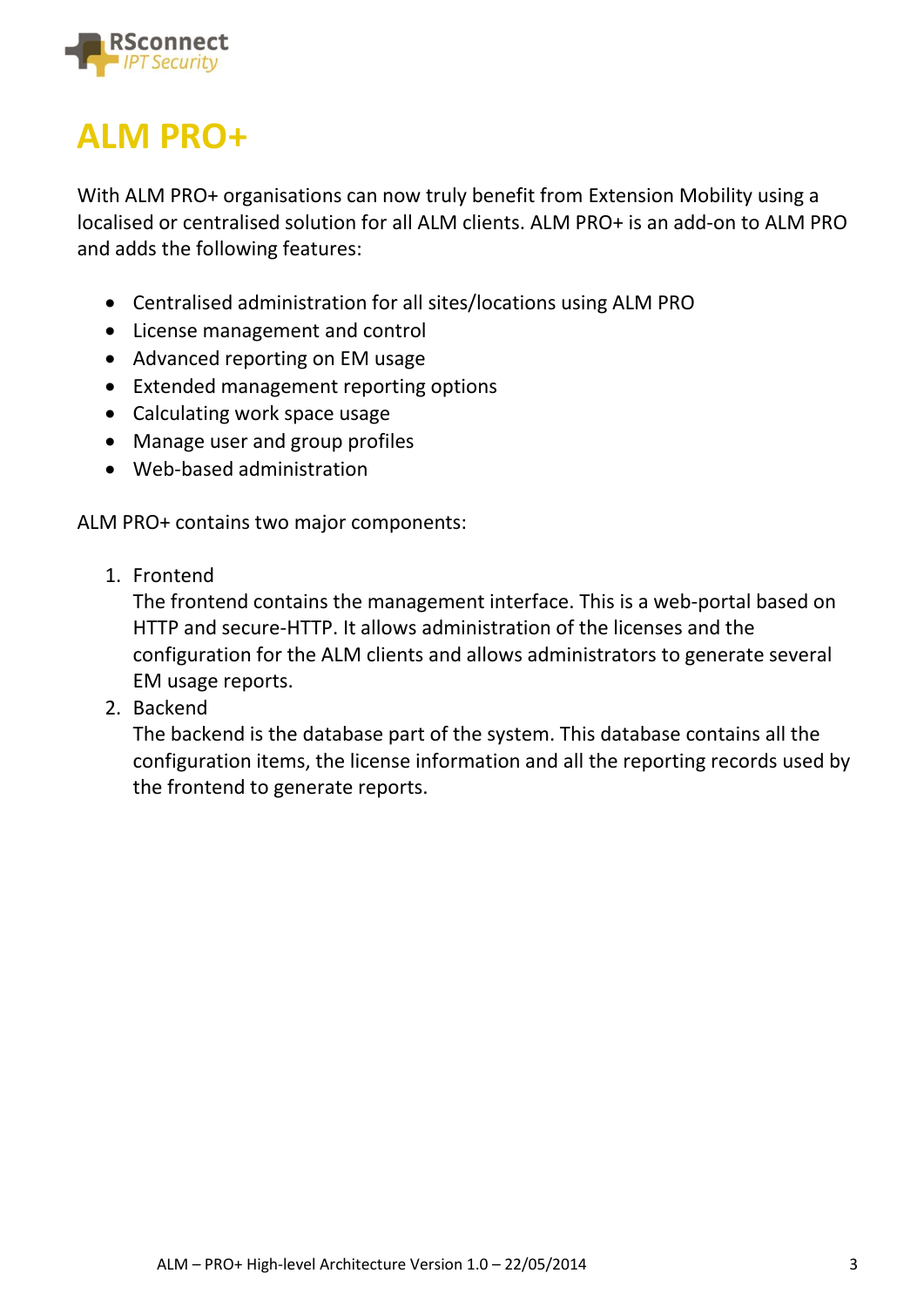# ALM PRO+

With ALM PRO+ organisations can now truly benefit from Extension Mobility using a localised or centralised solution for all ALM clients. ALM PRO+ is an add-on to ALM PRO and adds the following features:

- Centralised administration for all sites/locations using ALM PRO
- License management and control
- Advanced reporting on EM usage
- Extended management reporting options
- Calculating work space usage
- Manage user and group profiles
- Web-based administration

ALM PRO+ contains two major components:

1. Frontend
   The frontend contains the management interface. This is a web-portal based on HTTP and secure-HTTP. It allows administration of the licenses and the configuration for the ALM clients and allows administrators to generate several EM usage reports.
2. Backend
   The backend is the database part of the system. This database contains all the configuration items, the license information and all the reporting records used by the frontend to generate reports.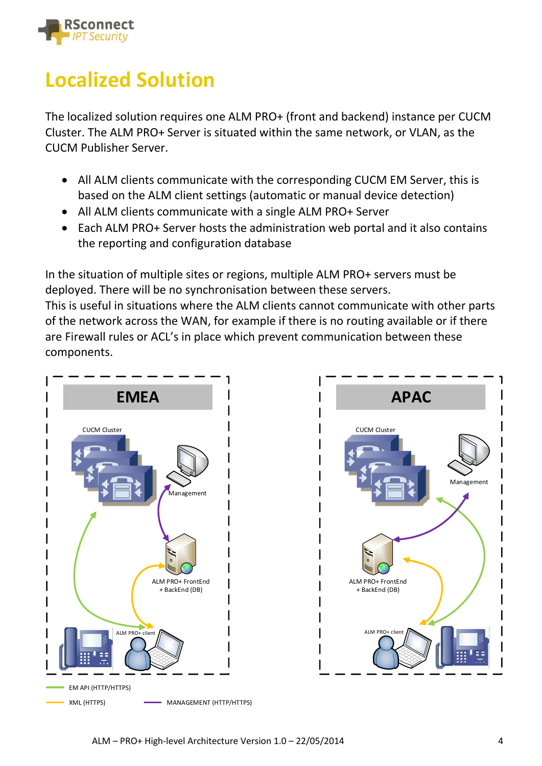# Localized Solution

The localized solution requires one ALM PRO+ (front and backend) instance per CUCM Cluster. The ALM PRO+ Server is situated within the same network, or VLAN, as the CUCM Publisher Server.

- All ALM clients communicate with the corresponding CUCM EM Server, this is based on the ALM client settings (automatic or manual device detection)
- All ALM clients communicate with a single ALM PRO+ Server
- Each ALM PRO+ Server hosts the administration web portal and it also contains the reporting and configuration database

In the situation of multiple sites or regions, multiple ALM PRO+ servers must be deployed. There will be no synchronisation between these servers.
This is useful in situations where the ALM clients cannot communicate with other parts of the network across the WAN, for example if there is no routing available or if there are Firewall rules or ACL's in place which prevent communication between these components.

EMEA

CUCM Cluster

Management

ALM PRO+ FrontEnd + BackEnd (DB)

ALM PRO+ client

APAC

CUCM Cluster

Management

ALM PRO+ FrontEnd + BackEnd (DB)

ALM PRO+ client

EM API (HTTP/HTTPS)

XML (HTTPS)

MANAGEMENT (HTTP/HTTPS)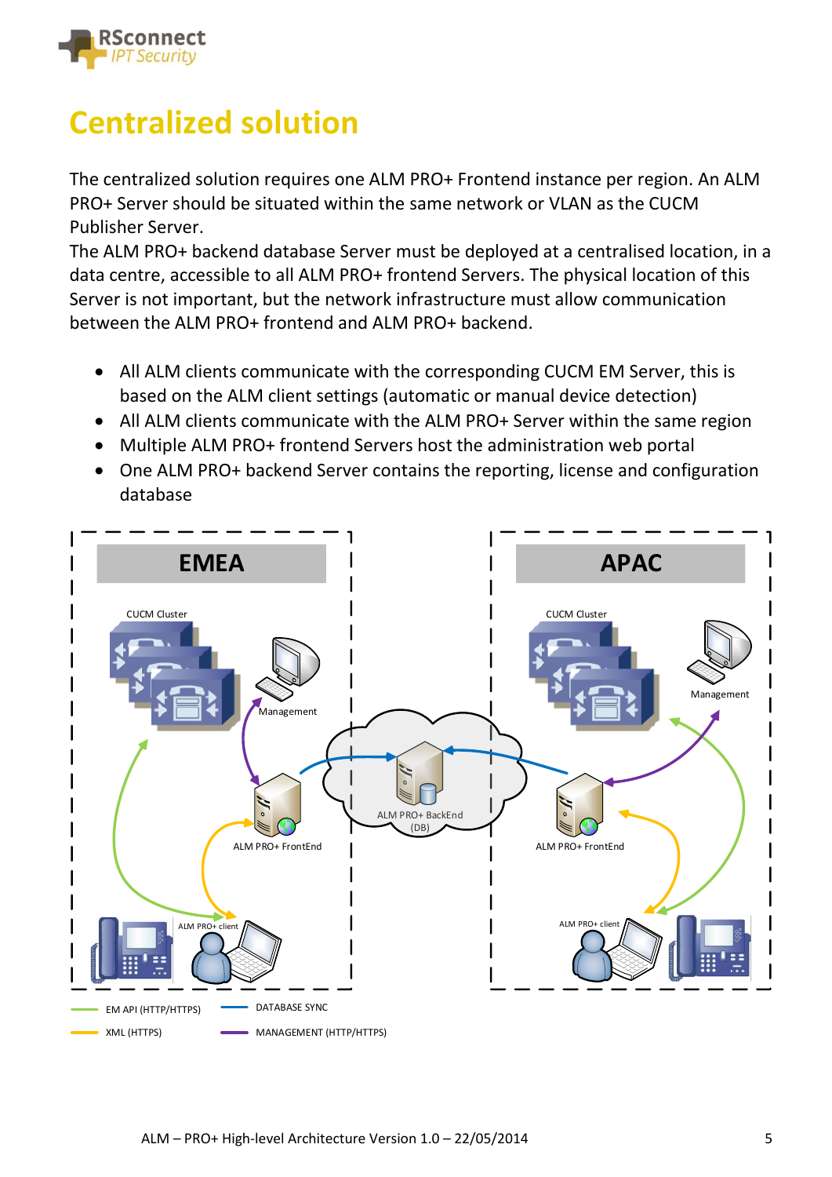# Centralized solution

The centralized solution requires one ALM PRO+ Frontend instance per region. An ALM PRO+ Server should be situated within the same network or VLAN as the CUCM Publisher Server.
The ALM PRO+ backend database Server must be deployed at a centralised location, in a data centre, accessible to all ALM PRO+ frontend Servers. The physical location of this Server is not important, but the network infrastructure must allow communication between the ALM PRO+ frontend and ALM PRO+ backend.

- All ALM clients communicate with the corresponding CUCM EM Server, this is based on the ALM client settings (automatic or manual device detection)
- All ALM clients communicate with the ALM PRO+ Server within the same region
- Multiple ALM PRO+ frontend Servers host the administration web portal
- One ALM PRO+ backend Server contains the reporting, license and configuration database

EMEA

CUCM Cluster

Management

ALM PRO+ FrontEnd

ALM PRO+ client

ALM PRO+ BackEnd (DB)

APAC

CUCM Cluster

Management

ALM PRO+ FrontEnd

ALM PRO+ client

EM API (HTTP/HTTPS)

DATABASE SYNC

XML (HTTPS)

MANAGEMENT (HTTP/HTTPS)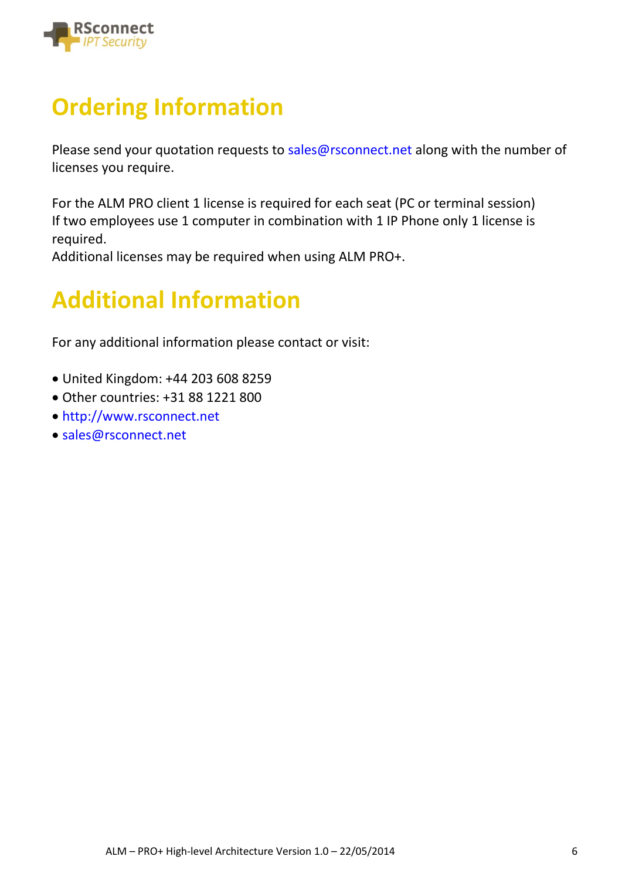# Ordering Information

Please send your quotation requests to sales@rsconnect.net along with the number of licenses you require.

For the ALM PRO client 1 license is required for each seat (PC or terminal session)
If two employees use 1 computer in combination with 1 IP Phone only 1 license is required.
Additional licenses may be required when using ALM PRO+.

# Additional Information

For any additional information please contact or visit:

- United Kingdom: +44 203 608 8259
- Other countries: +31 88 1221 800
- http://www.rsconnect.net
- sales@rsconnect.net